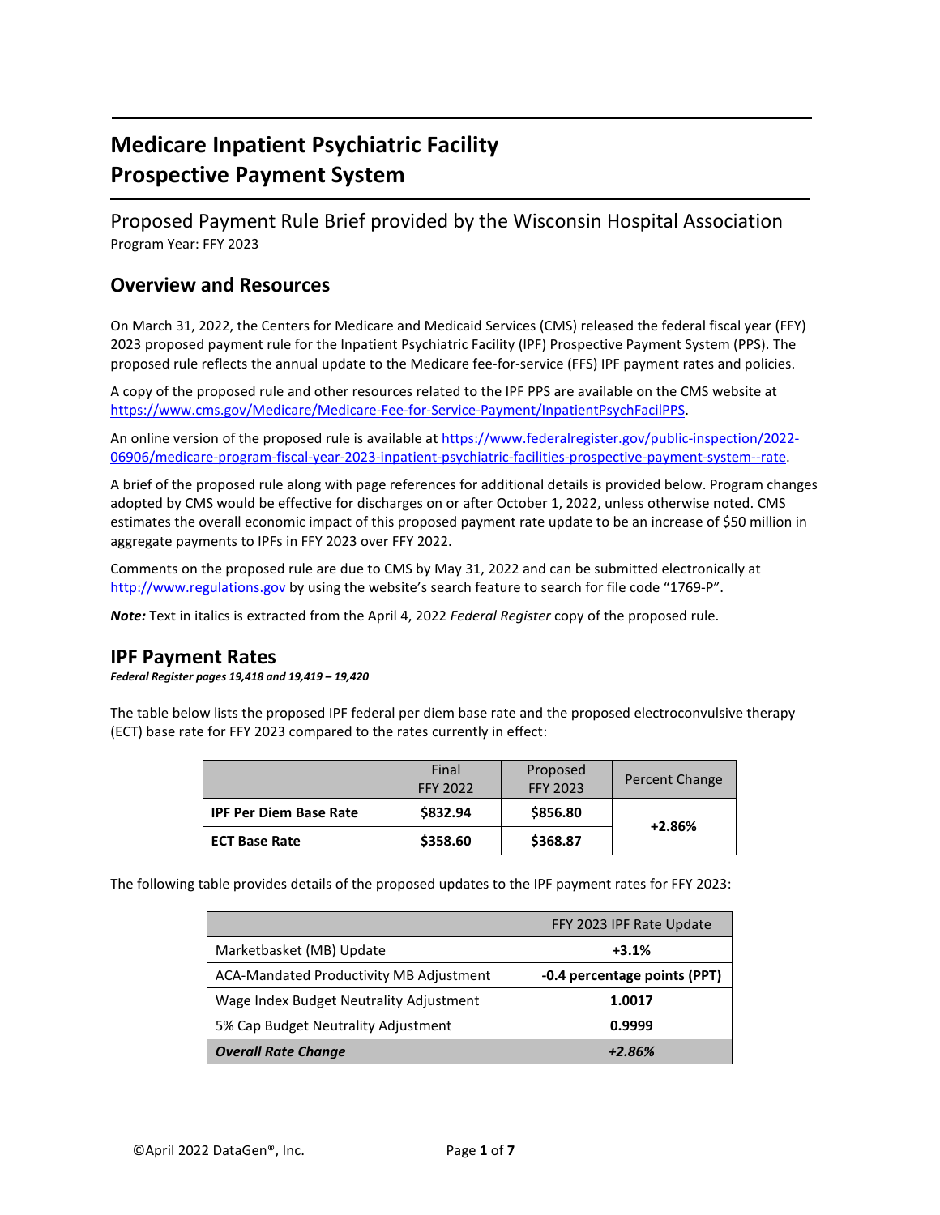# Medicare Inpatient Psychiatric Facility Prospective Payment System

Proposed Payment Rule Brief provided by the Wisconsin Hospital Association

Program Year: FFY 2023

## Overview and Resources

On March 31, 2022, the Centers for Medicare and Medicaid Services (CMS) released the federal fiscal year (FFY) 2023 proposed payment rule for the Inpatient Psychiatric Facility (IPF) Prospective Payment System (PPS). The proposed rule reflects the annual update to the Medicare fee-for-service (FFS) IPF payment rates and policies.

A copy of the proposed rule and other resources related to the IPF PPS are available on the CMS website at https://www.cms.gov/Medicare/Medicare-Fee-for-Service-Payment/InpatientPsychFacilPPS.

An online version of the proposed rule is available at https://www.federalregister.gov/public-inspection/2022-06906/medicare-program-fiscal-year-2023-inpatient-psychiatric-facilities-prospective-payment-system--rate.

A brief of the proposed rule along with page references for additional details is provided below. Program changes adopted by CMS would be effective for discharges on or after October 1, 2022, unless otherwise noted. CMS estimates the overall economic impact of this proposed payment rate update to be an increase of $50 million in aggregate payments to IPFs in FFY 2023 over FFY 2022.

Comments on the proposed rule are due to CMS by May 31, 2022 and can be submitted electronically at http://www.regulations.gov by using the website's search feature to search for file code "1769-P".

***Note:*** Text in italics is extracted from the April 4, 2022 *Federal Register* copy of the proposed rule.

## IPF Payment Rates

***Federal Register pages 19,418 and 19,419 – 19,420***

The table below lists the proposed IPF federal per diem base rate and the proposed electroconvulsive therapy (ECT) base rate for FFY 2023 compared to the rates currently in effect:

| | Final FFY 2022 | Proposed FFY 2023 | Percent Change |
|---|---|---|---|
| **IPF Per Diem Base Rate** | **$832.94** | **$856.80** | **+2.86%** |
| **ECT Base Rate** | **$358.60** | **$368.87** | |

The following table provides details of the proposed updates to the IPF payment rates for FFY 2023:

| | FFY 2023 IPF Rate Update |
|---|---|
| Marketbasket (MB) Update | **+3.1%** |
| ACA-Mandated Productivity MB Adjustment | **-0.4 percentage points (PPT)** |
| Wage Index Budget Neutrality Adjustment | **1.0017** |
| 5% Cap Budget Neutrality Adjustment | **0.9999** |
| ***Overall Rate Change*** | ***+2.86%*** |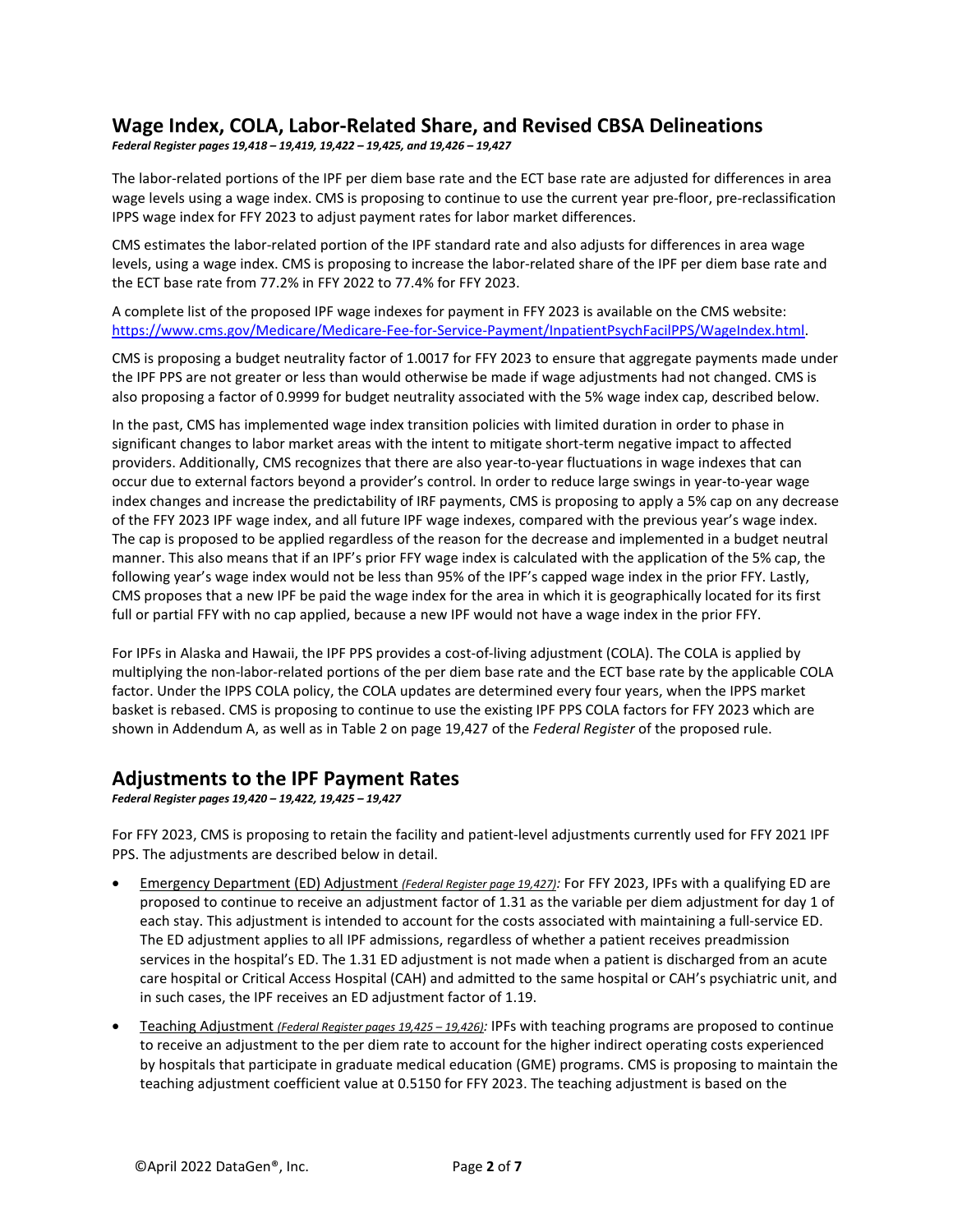## Wage Index, COLA, Labor-Related Share, and Revised CBSA Delineations

***Federal Register pages 19,418 – 19,419, 19,422 – 19,425, and 19,426 – 19,427***

The labor-related portions of the IPF per diem base rate and the ECT base rate are adjusted for differences in area wage levels using a wage index. CMS is proposing to continue to use the current year pre-floor, pre-reclassification IPPS wage index for FFY 2023 to adjust payment rates for labor market differences.

CMS estimates the labor-related portion of the IPF standard rate and also adjusts for differences in area wage levels, using a wage index. CMS is proposing to increase the labor-related share of the IPF per diem base rate and the ECT base rate from 77.2% in FFY 2022 to 77.4% for FFY 2023.

A complete list of the proposed IPF wage indexes for payment in FFY 2023 is available on the CMS website: https://www.cms.gov/Medicare/Medicare-Fee-for-Service-Payment/InpatientPsychFacilPPS/WageIndex.html.

CMS is proposing a budget neutrality factor of 1.0017 for FFY 2023 to ensure that aggregate payments made under the IPF PPS are not greater or less than would otherwise be made if wage adjustments had not changed. CMS is also proposing a factor of 0.9999 for budget neutrality associated with the 5% wage index cap, described below.

In the past, CMS has implemented wage index transition policies with limited duration in order to phase in significant changes to labor market areas with the intent to mitigate short-term negative impact to affected providers. Additionally, CMS recognizes that there are also year-to-year fluctuations in wage indexes that can occur due to external factors beyond a provider's control. In order to reduce large swings in year-to-year wage index changes and increase the predictability of IRF payments, CMS is proposing to apply a 5% cap on any decrease of the FFY 2023 IPF wage index, and all future IPF wage indexes, compared with the previous year's wage index. The cap is proposed to be applied regardless of the reason for the decrease and implemented in a budget neutral manner. This also means that if an IPF's prior FFY wage index is calculated with the application of the 5% cap, the following year's wage index would not be less than 95% of the IPF's capped wage index in the prior FFY. Lastly, CMS proposes that a new IPF be paid the wage index for the area in which it is geographically located for its first full or partial FFY with no cap applied, because a new IPF would not have a wage index in the prior FFY.

For IPFs in Alaska and Hawaii, the IPF PPS provides a cost-of-living adjustment (COLA). The COLA is applied by multiplying the non-labor-related portions of the per diem base rate and the ECT base rate by the applicable COLA factor. Under the IPPS COLA policy, the COLA updates are determined every four years, when the IPPS market basket is rebased. CMS is proposing to continue to use the existing IPF PPS COLA factors for FFY 2023 which are shown in Addendum A, as well as in Table 2 on page 19,427 of the *Federal Register* of the proposed rule.

## Adjustments to the IPF Payment Rates

***Federal Register pages 19,420 – 19,422, 19,425 – 19,427***

For FFY 2023, CMS is proposing to retain the facility and patient-level adjustments currently used for FFY 2021 IPF PPS. The adjustments are described below in detail.

- Emergency Department (ED) Adjustment *(Federal Register page 19,427)*: For FFY 2023, IPFs with a qualifying ED are proposed to continue to receive an adjustment factor of 1.31 as the variable per diem adjustment for day 1 of each stay. This adjustment is intended to account for the costs associated with maintaining a full-service ED. The ED adjustment applies to all IPF admissions, regardless of whether a patient receives preadmission services in the hospital's ED. The 1.31 ED adjustment is not made when a patient is discharged from an acute care hospital or Critical Access Hospital (CAH) and admitted to the same hospital or CAH's psychiatric unit, and in such cases, the IPF receives an ED adjustment factor of 1.19.
- Teaching Adjustment *(Federal Register pages 19,425 – 19,426)*: IPFs with teaching programs are proposed to continue to receive an adjustment to the per diem rate to account for the higher indirect operating costs experienced by hospitals that participate in graduate medical education (GME) programs. CMS is proposing to maintain the teaching adjustment coefficient value at 0.5150 for FFY 2023. The teaching adjustment is based on the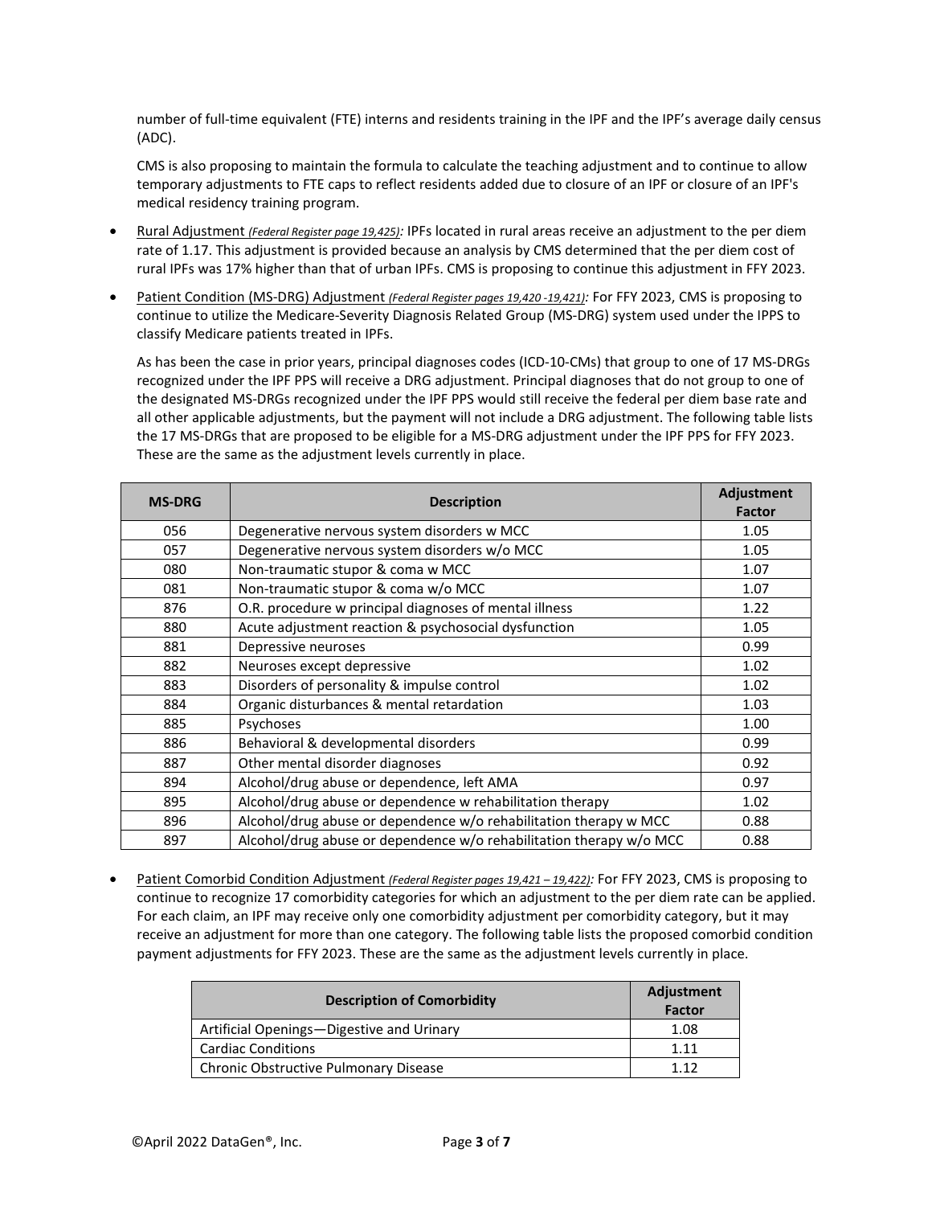number of full-time equivalent (FTE) interns and residents training in the IPF and the IPF's average daily census (ADC).

CMS is also proposing to maintain the formula to calculate the teaching adjustment and to continue to allow temporary adjustments to FTE caps to reflect residents added due to closure of an IPF or closure of an IPF's medical residency training program.

- Rural Adjustment *(Federal Register page 19,425)*: IPFs located in rural areas receive an adjustment to the per diem rate of 1.17. This adjustment is provided because an analysis by CMS determined that the per diem cost of rural IPFs was 17% higher than that of urban IPFs. CMS is proposing to continue this adjustment in FFY 2023.

- Patient Condition (MS-DRG) Adjustment *(Federal Register pages 19,420 -19,421)*: For FFY 2023, CMS is proposing to continue to utilize the Medicare-Severity Diagnosis Related Group (MS-DRG) system used under the IPPS to classify Medicare patients treated in IPFs.

  As has been the case in prior years, principal diagnoses codes (ICD-10-CMs) that group to one of 17 MS-DRGs recognized under the IPF PPS will receive a DRG adjustment. Principal diagnoses that do not group to one of the designated MS-DRGs recognized under the IPF PPS would still receive the federal per diem base rate and all other applicable adjustments, but the payment will not include a DRG adjustment. The following table lists the 17 MS-DRGs that are proposed to be eligible for a MS-DRG adjustment under the IPF PPS for FFY 2023. These are the same as the adjustment levels currently in place.

| MS-DRG | Description | Adjustment Factor |
|---|---|---|
| 056 | Degenerative nervous system disorders w MCC | 1.05 |
| 057 | Degenerative nervous system disorders w/o MCC | 1.05 |
| 080 | Non-traumatic stupor & coma w MCC | 1.07 |
| 081 | Non-traumatic stupor & coma w/o MCC | 1.07 |
| 876 | O.R. procedure w principal diagnoses of mental illness | 1.22 |
| 880 | Acute adjustment reaction & psychosocial dysfunction | 1.05 |
| 881 | Depressive neuroses | 0.99 |
| 882 | Neuroses except depressive | 1.02 |
| 883 | Disorders of personality & impulse control | 1.02 |
| 884 | Organic disturbances & mental retardation | 1.03 |
| 885 | Psychoses | 1.00 |
| 886 | Behavioral & developmental disorders | 0.99 |
| 887 | Other mental disorder diagnoses | 0.92 |
| 894 | Alcohol/drug abuse or dependence, left AMA | 0.97 |
| 895 | Alcohol/drug abuse or dependence w rehabilitation therapy | 1.02 |
| 896 | Alcohol/drug abuse or dependence w/o rehabilitation therapy w MCC | 0.88 |
| 897 | Alcohol/drug abuse or dependence w/o rehabilitation therapy w/o MCC | 0.88 |

- Patient Comorbid Condition Adjustment *(Federal Register pages 19,421 – 19,422)*: For FFY 2023, CMS is proposing to continue to recognize 17 comorbidity categories for which an adjustment to the per diem rate can be applied. For each claim, an IPF may receive only one comorbidity adjustment per comorbidity category, but it may receive an adjustment for more than one category. The following table lists the proposed comorbid condition payment adjustments for FFY 2023. These are the same as the adjustment levels currently in place.

| Description of Comorbidity | Adjustment Factor |
|---|---|
| Artificial Openings—Digestive and Urinary | 1.08 |
| Cardiac Conditions | 1.11 |
| Chronic Obstructive Pulmonary Disease | 1.12 |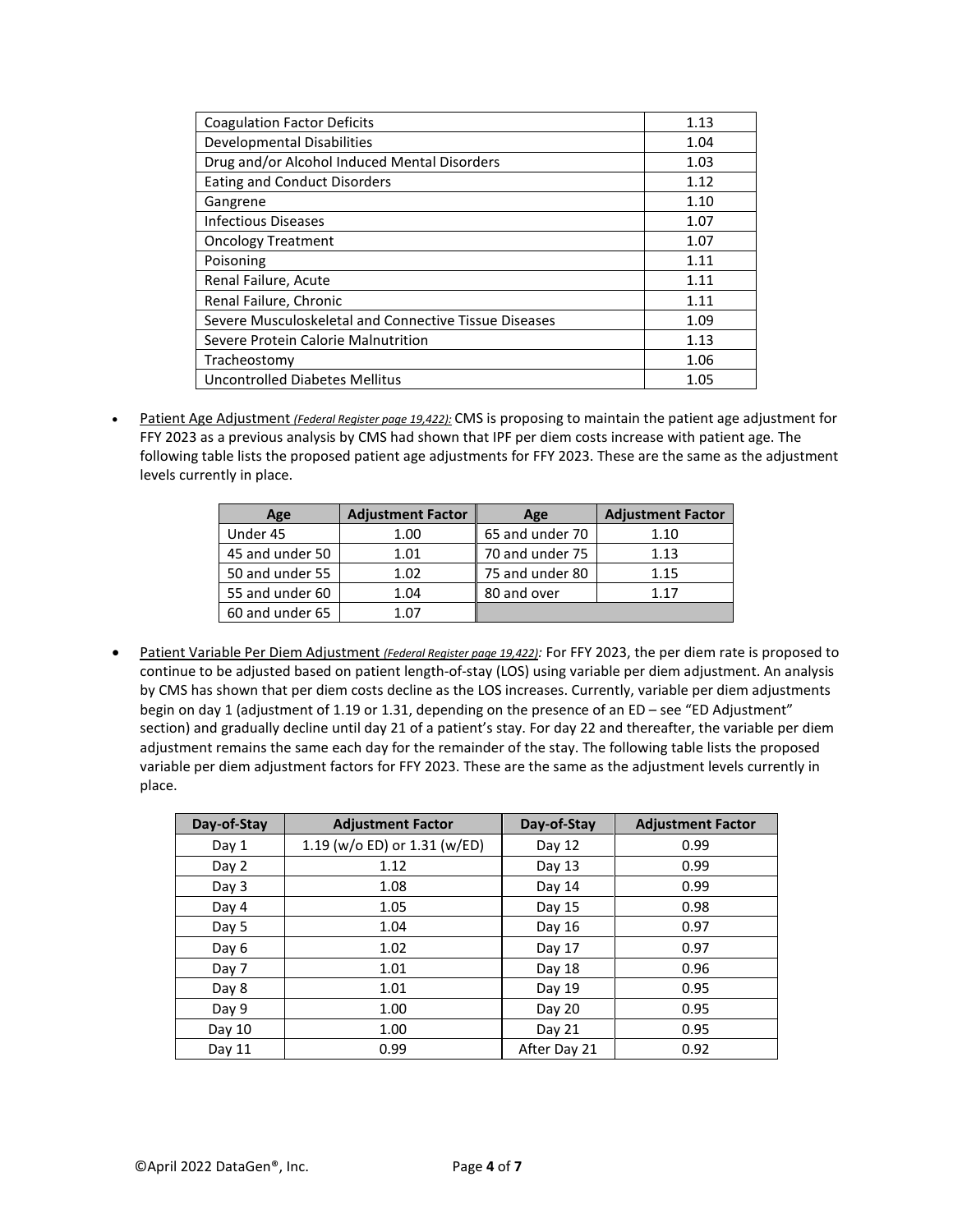| Coagulation Factor Deficits | 1.13 |
|---|---|
| Developmental Disabilities | 1.04 |
| Drug and/or Alcohol Induced Mental Disorders | 1.03 |
| Eating and Conduct Disorders | 1.12 |
| Gangrene | 1.10 |
| Infectious Diseases | 1.07 |
| Oncology Treatment | 1.07 |
| Poisoning | 1.11 |
| Renal Failure, Acute | 1.11 |
| Renal Failure, Chronic | 1.11 |
| Severe Musculoskeletal and Connective Tissue Diseases | 1.09 |
| Severe Protein Calorie Malnutrition | 1.13 |
| Tracheostomy | 1.06 |
| Uncontrolled Diabetes Mellitus | 1.05 |

- Patient Age Adjustment *(Federal Register page 19,422):* CMS is proposing to maintain the patient age adjustment for FFY 2023 as a previous analysis by CMS had shown that IPF per diem costs increase with patient age. The following table lists the proposed patient age adjustments for FFY 2023. These are the same as the adjustment levels currently in place.

| Age | Adjustment Factor | Age | Adjustment Factor |
|---|---|---|---|
| Under 45 | 1.00 | 65 and under 70 | 1.10 |
| 45 and under 50 | 1.01 | 70 and under 75 | 1.13 |
| 50 and under 55 | 1.02 | 75 and under 80 | 1.15 |
| 55 and under 60 | 1.04 | 80 and over | 1.17 |
| 60 and under 65 | 1.07 | | |

- Patient Variable Per Diem Adjustment *(Federal Register page 19,422):* For FFY 2023, the per diem rate is proposed to continue to be adjusted based on patient length-of-stay (LOS) using variable per diem adjustment. An analysis by CMS has shown that per diem costs decline as the LOS increases. Currently, variable per diem adjustments begin on day 1 (adjustment of 1.19 or 1.31, depending on the presence of an ED – see "ED Adjustment" section) and gradually decline until day 21 of a patient's stay. For day 22 and thereafter, the variable per diem adjustment remains the same each day for the remainder of the stay. The following table lists the proposed variable per diem adjustment factors for FFY 2023. These are the same as the adjustment levels currently in place.

| Day-of-Stay | Adjustment Factor | Day-of-Stay | Adjustment Factor |
|---|---|---|---|
| Day 1 | 1.19 (w/o ED) or 1.31 (w/ED) | Day 12 | 0.99 |
| Day 2 | 1.12 | Day 13 | 0.99 |
| Day 3 | 1.08 | Day 14 | 0.99 |
| Day 4 | 1.05 | Day 15 | 0.98 |
| Day 5 | 1.04 | Day 16 | 0.97 |
| Day 6 | 1.02 | Day 17 | 0.97 |
| Day 7 | 1.01 | Day 18 | 0.96 |
| Day 8 | 1.01 | Day 19 | 0.95 |
| Day 9 | 1.00 | Day 20 | 0.95 |
| Day 10 | 1.00 | Day 21 | 0.95 |
| Day 11 | 0.99 | After Day 21 | 0.92 |

©April 2022 DataGen®, Inc.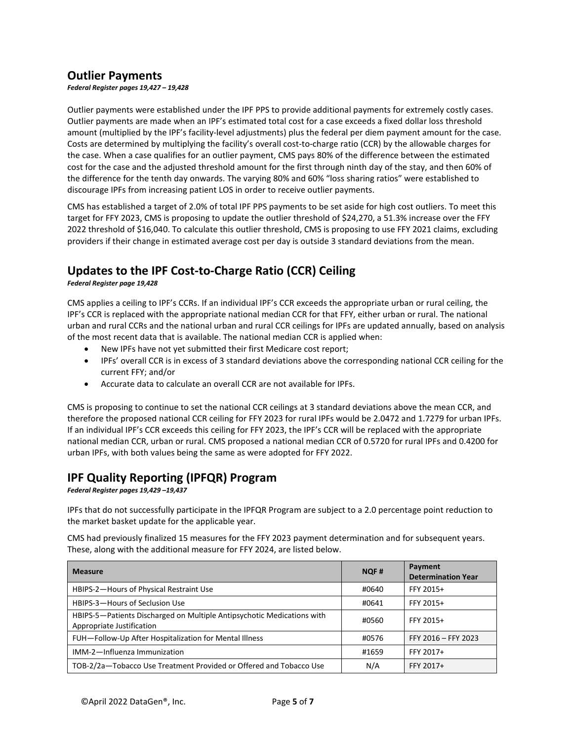## Outlier Payments

***Federal Register pages 19,427 – 19,428***

Outlier payments were established under the IPF PPS to provide additional payments for extremely costly cases. Outlier payments are made when an IPF's estimated total cost for a case exceeds a fixed dollar loss threshold amount (multiplied by the IPF's facility-level adjustments) plus the federal per diem payment amount for the case. Costs are determined by multiplying the facility's overall cost-to-charge ratio (CCR) by the allowable charges for the case. When a case qualifies for an outlier payment, CMS pays 80% of the difference between the estimated cost for the case and the adjusted threshold amount for the first through ninth day of the stay, and then 60% of the difference for the tenth day onwards. The varying 80% and 60% "loss sharing ratios" were established to discourage IPFs from increasing patient LOS in order to receive outlier payments.

CMS has established a target of 2.0% of total IPF PPS payments to be set aside for high cost outliers. To meet this target for FFY 2023, CMS is proposing to update the outlier threshold of $24,270, a 51.3% increase over the FFY 2022 threshold of $16,040. To calculate this outlier threshold, CMS is proposing to use FFY 2021 claims, excluding providers if their change in estimated average cost per day is outside 3 standard deviations from the mean.

## Updates to the IPF Cost-to-Charge Ratio (CCR) Ceiling

***Federal Register page 19,428***

CMS applies a ceiling to IPF's CCRs. If an individual IPF's CCR exceeds the appropriate urban or rural ceiling, the IPF's CCR is replaced with the appropriate national median CCR for that FFY, either urban or rural. The national urban and rural CCRs and the national urban and rural CCR ceilings for IPFs are updated annually, based on analysis of the most recent data that is available. The national median CCR is applied when:

- New IPFs have not yet submitted their first Medicare cost report;
- IPFs' overall CCR is in excess of 3 standard deviations above the corresponding national CCR ceiling for the current FFY; and/or
- Accurate data to calculate an overall CCR are not available for IPFs.

CMS is proposing to continue to set the national CCR ceilings at 3 standard deviations above the mean CCR, and therefore the proposed national CCR ceiling for FFY 2023 for rural IPFs would be 2.0472 and 1.7279 for urban IPFs. If an individual IPF's CCR exceeds this ceiling for FFY 2023, the IPF's CCR will be replaced with the appropriate national median CCR, urban or rural. CMS proposed a national median CCR of 0.5720 for rural IPFs and 0.4200 for urban IPFs, with both values being the same as were adopted for FFY 2022.

## IPF Quality Reporting (IPFQR) Program

***Federal Register pages 19,429 –19,437***

IPFs that do not successfully participate in the IPFQR Program are subject to a 2.0 percentage point reduction to the market basket update for the applicable year.

CMS had previously finalized 15 measures for the FFY 2023 payment determination and for subsequent years. These, along with the additional measure for FFY 2024, are listed below.

| Measure | NQF # | Payment Determination Year |
|---|---|---|
| HBIPS-2—Hours of Physical Restraint Use | #0640 | FFY 2015+ |
| HBIPS-3—Hours of Seclusion Use | #0641 | FFY 2015+ |
| HBIPS-5—Patients Discharged on Multiple Antipsychotic Medications with Appropriate Justification | #0560 | FFY 2015+ |
| FUH—Follow-Up After Hospitalization for Mental Illness | #0576 | FFY 2016 – FFY 2023 |
| IMM-2—Influenza Immunization | #1659 | FFY 2017+ |
| TOB-2/2a—Tobacco Use Treatment Provided or Offered and Tobacco Use | N/A | FFY 2017+ |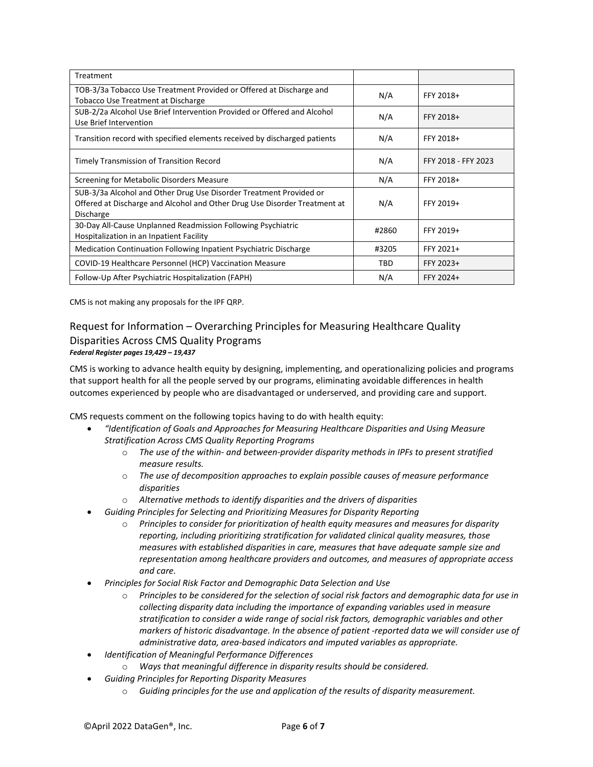| Treatment | | |
| --- | --- | --- |
| TOB-3/3a Tobacco Use Treatment Provided or Offered at Discharge and Tobacco Use Treatment at Discharge | N/A | FFY 2018+ |
| SUB-2/2a Alcohol Use Brief Intervention Provided or Offered and Alcohol Use Brief Intervention | N/A | FFY 2018+ |
| Transition record with specified elements received by discharged patients | N/A | FFY 2018+ |
| Timely Transmission of Transition Record | N/A | FFY 2018 - FFY 2023 |
| Screening for Metabolic Disorders Measure | N/A | FFY 2018+ |
| SUB-3/3a Alcohol and Other Drug Use Disorder Treatment Provided or Offered at Discharge and Alcohol and Other Drug Use Disorder Treatment at Discharge | N/A | FFY 2019+ |
| 30-Day All-Cause Unplanned Readmission Following Psychiatric Hospitalization in an Inpatient Facility | #2860 | FFY 2019+ |
| Medication Continuation Following Inpatient Psychiatric Discharge | #3205 | FFY 2021+ |
| COVID-19 Healthcare Personnel (HCP) Vaccination Measure | TBD | FFY 2023+ |
| Follow-Up After Psychiatric Hospitalization (FAPH) | N/A | FFY 2024+ |

CMS is not making any proposals for the IPF QRP.

## Request for Information – Overarching Principles for Measuring Healthcare Quality Disparities Across CMS Quality Programs

***Federal Register pages 19,429 – 19,437***

CMS is working to advance health equity by designing, implementing, and operationalizing policies and programs that support health for all the people served by our programs, eliminating avoidable differences in health outcomes experienced by people who are disadvantaged or underserved, and providing care and support.

CMS requests comment on the following topics having to do with health equity:

- *"Identification of Goals and Approaches for Measuring Healthcare Disparities and Using Measure Stratification Across CMS Quality Reporting Programs*
  - *The use of the within- and between-provider disparity methods in IPFs to present stratified measure results.*
  - *The use of decomposition approaches to explain possible causes of measure performance disparities*
  - *Alternative methods to identify disparities and the drivers of disparities*
- *Guiding Principles for Selecting and Prioritizing Measures for Disparity Reporting*
  - *Principles to consider for prioritization of health equity measures and measures for disparity reporting, including prioritizing stratification for validated clinical quality measures, those measures with established disparities in care, measures that have adequate sample size and representation among healthcare providers and outcomes, and measures of appropriate access and care.*
- *Principles for Social Risk Factor and Demographic Data Selection and Use*
  - *Principles to be considered for the selection of social risk factors and demographic data for use in collecting disparity data including the importance of expanding variables used in measure stratification to consider a wide range of social risk factors, demographic variables and other markers of historic disadvantage. In the absence of patient -reported data we will consider use of administrative data, area-based indicators and imputed variables as appropriate.*
- *Identification of Meaningful Performance Differences*
  - *Ways that meaningful difference in disparity results should be considered.*
- *Guiding Principles for Reporting Disparity Measures*
  - *Guiding principles for the use and application of the results of disparity measurement.*

©April 2022 DataGen®, Inc.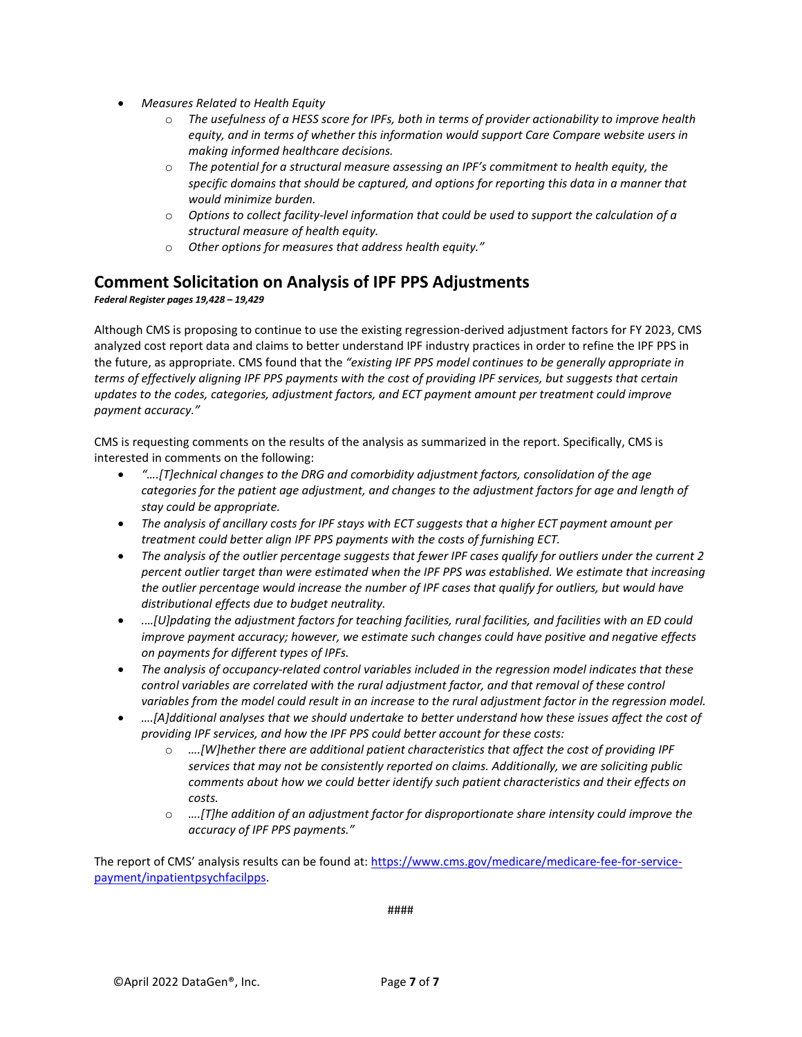- *Measures Related to Health Equity*
  - *The usefulness of a HESS score for IPFs, both in terms of provider actionability to improve health equity, and in terms of whether this information would support Care Compare website users in making informed healthcare decisions.*
  - *The potential for a structural measure assessing an IPF's commitment to health equity, the specific domains that should be captured, and options for reporting this data in a manner that would minimize burden.*
  - *Options to collect facility-level information that could be used to support the calculation of a structural measure of health equity.*
  - *Other options for measures that address health equity."*

## Comment Solicitation on Analysis of IPF PPS Adjustments

***Federal Register pages 19,428 – 19,429***

Although CMS is proposing to continue to use the existing regression-derived adjustment factors for FY 2023, CMS analyzed cost report data and claims to better understand IPF industry practices in order to refine the IPF PPS in the future, as appropriate. CMS found that the *"existing IPF PPS model continues to be generally appropriate in terms of effectively aligning IPF PPS payments with the cost of providing IPF services, but suggests that certain updates to the codes, categories, adjustment factors, and ECT payment amount per treatment could improve payment accuracy."*

CMS is requesting comments on the results of the analysis as summarized in the report. Specifically, CMS is interested in comments on the following:

- *"….[T]echnical changes to the DRG and comorbidity adjustment factors, consolidation of the age categories for the patient age adjustment, and changes to the adjustment factors for age and length of stay could be appropriate.*
- *The analysis of ancillary costs for IPF stays with ECT suggests that a higher ECT payment amount per treatment could better align IPF PPS payments with the costs of furnishing ECT.*
- *The analysis of the outlier percentage suggests that fewer IPF cases qualify for outliers under the current 2 percent outlier target than were estimated when the IPF PPS was established. We estimate that increasing the outlier percentage would increase the number of IPF cases that qualify for outliers, but would have distributional effects due to budget neutrality.*
- *….[U]pdating the adjustment factors for teaching facilities, rural facilities, and facilities with an ED could improve payment accuracy; however, we estimate such changes could have positive and negative effects on payments for different types of IPFs.*
- *The analysis of occupancy-related control variables included in the regression model indicates that these control variables are correlated with the rural adjustment factor, and that removal of these control variables from the model could result in an increase to the rural adjustment factor in the regression model.*
- *….[A]dditional analyses that we should undertake to better understand how these issues affect the cost of providing IPF services, and how the IPF PPS could better account for these costs:*
  - *….[W]hether there are additional patient characteristics that affect the cost of providing IPF services that may not be consistently reported on claims. Additionally, we are soliciting public comments about how we could better identify such patient characteristics and their effects on costs.*
  - *….[T]he addition of an adjustment factor for disproportionate share intensity could improve the accuracy of IPF PPS payments."*

The report of CMS' analysis results can be found at: https://www.cms.gov/medicare/medicare-fee-for-service-payment/inpatientpsychfacilpps.

####

©April 2022 DataGen®, Inc.